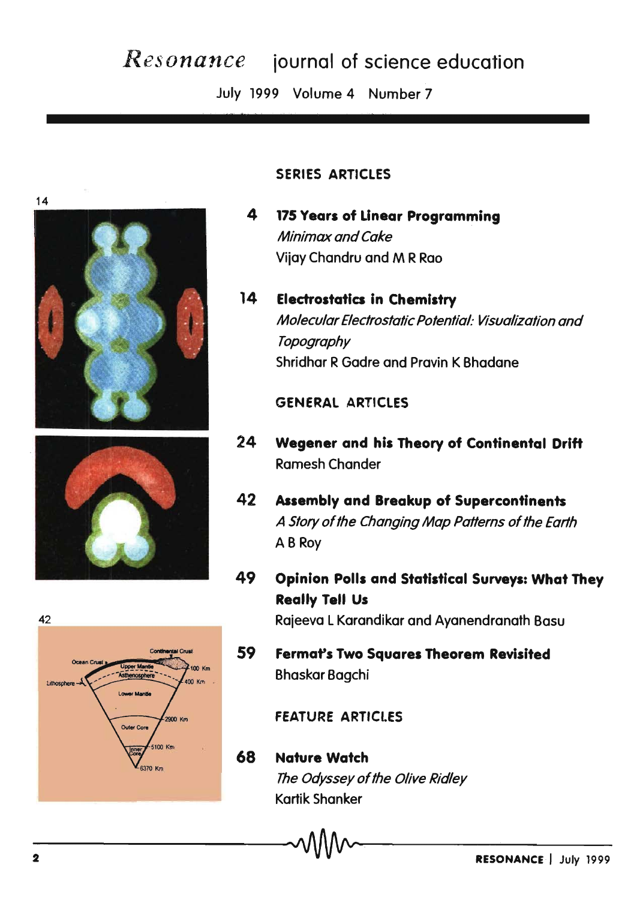# *Resonance* journal of science education

July 1999 Volume 4 Number 7

## SERIES ARTICLES

**4** **175 Years of Linear Programming**
*Minimax and Cake*
Vijay Chandru and M R Rao

**14** **Electrostatics in Chemistry**
*Molecular Electrostatic Potential: Visualization and Topography*
Shridhar R Gadre and Pravin K Bhadane

## GENERAL ARTICLES

**24** **Wegener and his Theory of Continental Drift**
Ramesh Chander

**42** **Assembly and Breakup of Supercontinents**
*A Story of the Changing Map Patterns of the Earth*
A B Roy

**49** **Opinion Polls and Statistical Surveys: What They Really Tell Us**
Rajeeva L Karandikar and Ayanendranath Basu

**59** **Fermat's Two Squares Theorem Revisited**
Bhaskar Bagchi

## FEATURE ARTICLES

**68** **Nature Watch**
*The Odyssey of the Olive Ridley*
Kartik Shanker

14

42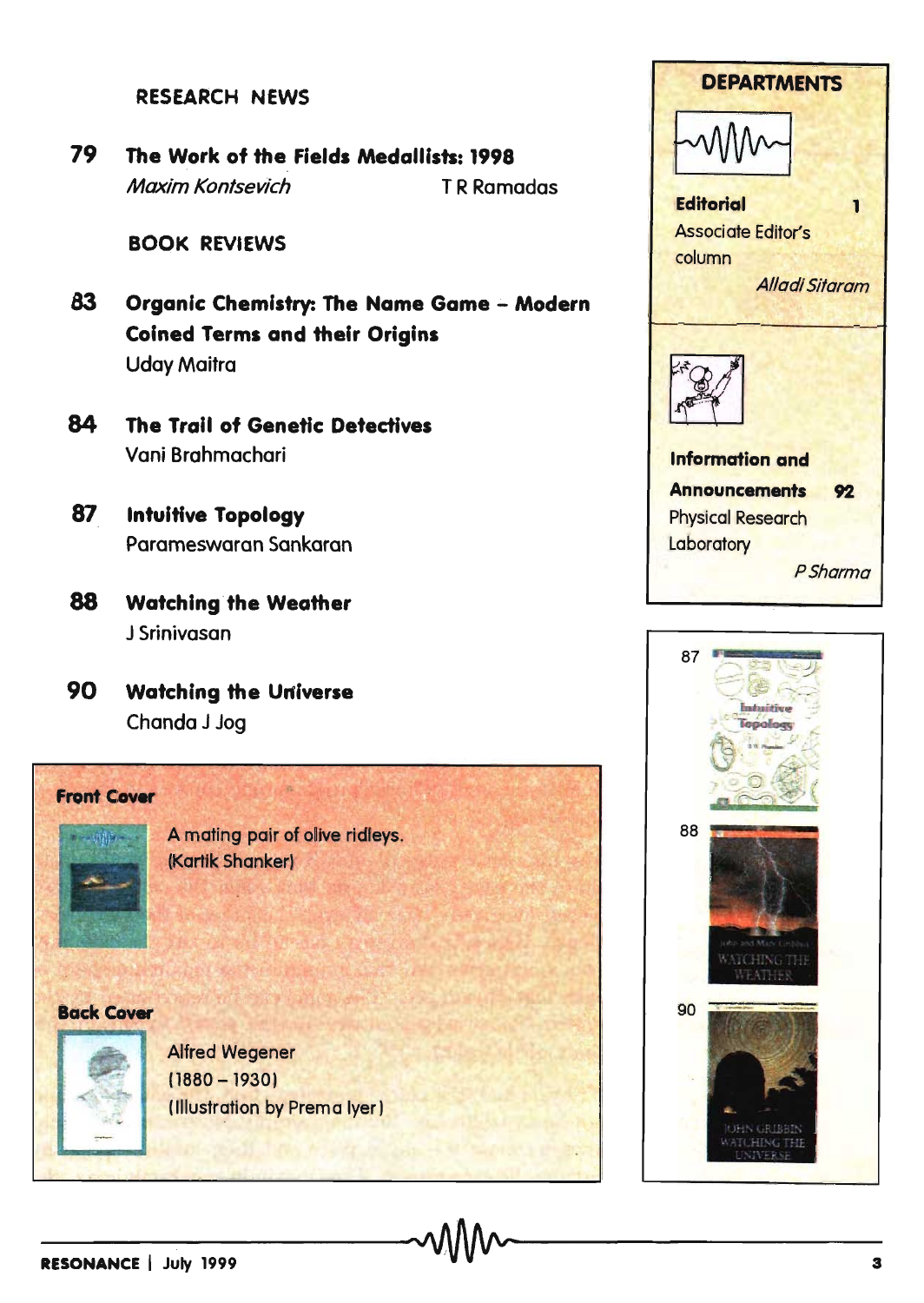## RESEARCH NEWS

**79 The Work of the Fields Medallists: 1998**
*Maxim Kontsevich* — T R Ramadas

## BOOK REVIEWS

**83 Organic Chemistry: The Name Game – Modern Coined Terms and their Origins**
Uday Maitra

**84 The Trail of Genetic Detectives**
Vani Brahmachari

**87 Intuitive Topology**
Parameswaran Sankaran

**88 Watching the Weather**
J Srinivasan

**90 Watching the Universe**
Chanda J Jog

## DEPARTMENTS

**Editorial** 1
Associate Editor's column
*Alladi Sitaram*

**Information and Announcements** 92
Physical Research Laboratory
*P Sharma*

**Front Cover**

A mating pair of olive ridleys.
(Kartik Shanker)

**Back Cover**

Alfred Wegener
(1880 – 1930)
(Illustration by Prema Iyer)

87

88

90